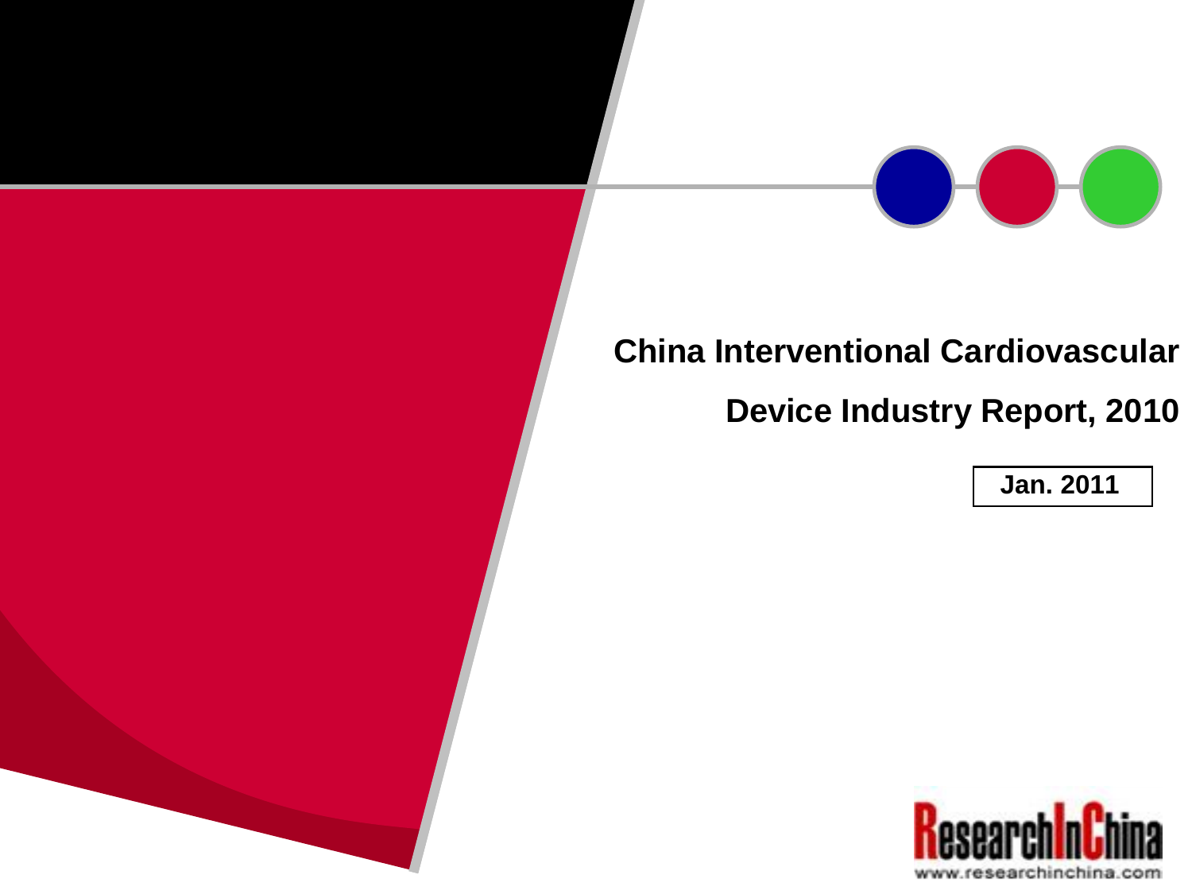# China Interventional Cardiovascular Device Industry Report, 2010

Jan. 2011

ResearchInChina

www.researchinchina.com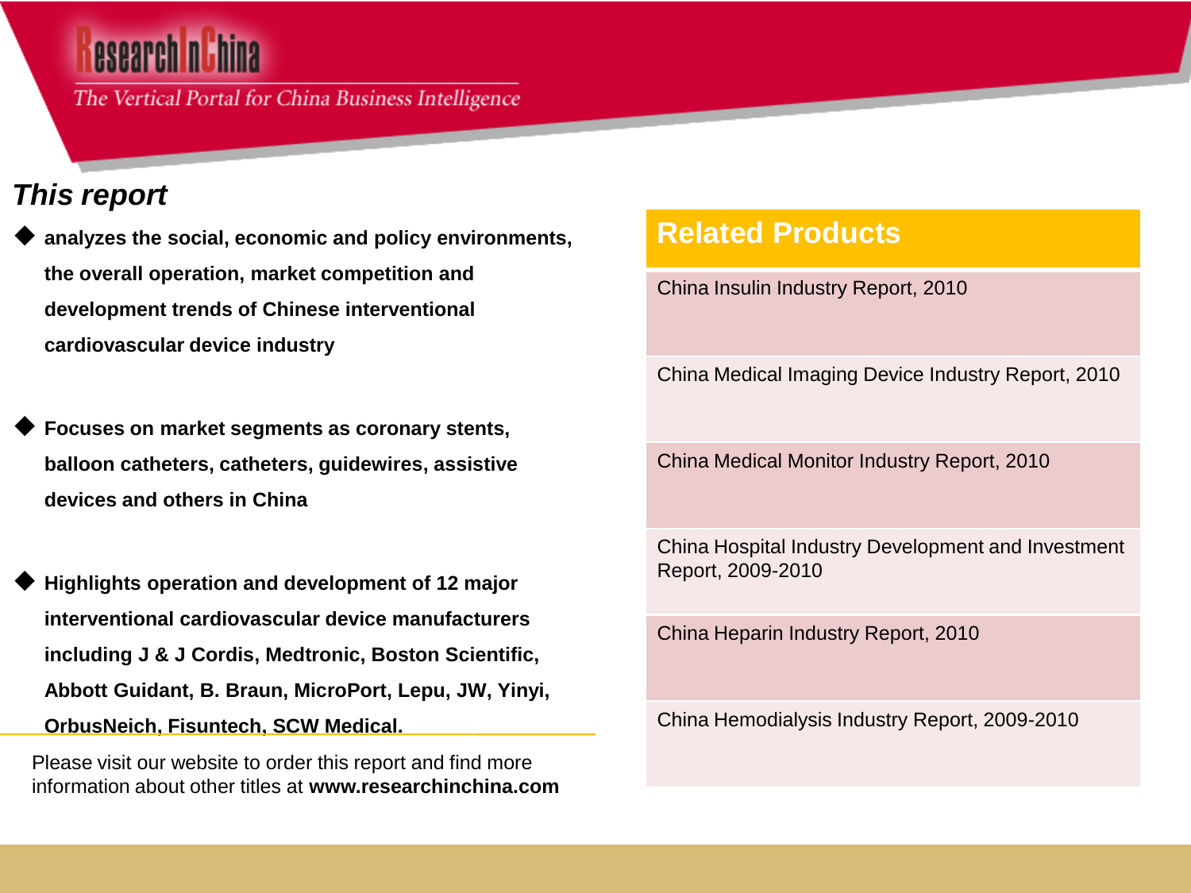ResearchInChina

The Vertical Portal for China Business Intelligence

## *This report*

- **analyzes the social, economic and policy environments, the overall operation, market competition and development trends of Chinese interventional cardiovascular device industry**

- **Focuses on market segments as coronary stents, balloon catheters, catheters, guidewires, assistive devices and others in China**

- **Highlights operation and development of 12 major interventional cardiovascular device manufacturers including J & J Cordis, Medtronic, Boston Scientific, Abbott Guidant, B. Braun, MicroPort, Lepu, JW, Yinyi, OrbusNeich, Fisuntech, SCW Medical.**

Please visit our website to order this report and find more information about other titles at **www.researchinchina.com**

## Related Products

| Related Products |
|---|
| China Insulin Industry Report, 2010 |
| China Medical Imaging Device Industry Report, 2010 |
| China Medical Monitor Industry Report, 2010 |
| China Hospital Industry Development and Investment Report, 2009-2010 |
| China Heparin Industry Report, 2010 |
| China Hemodialysis Industry Report, 2009-2010 |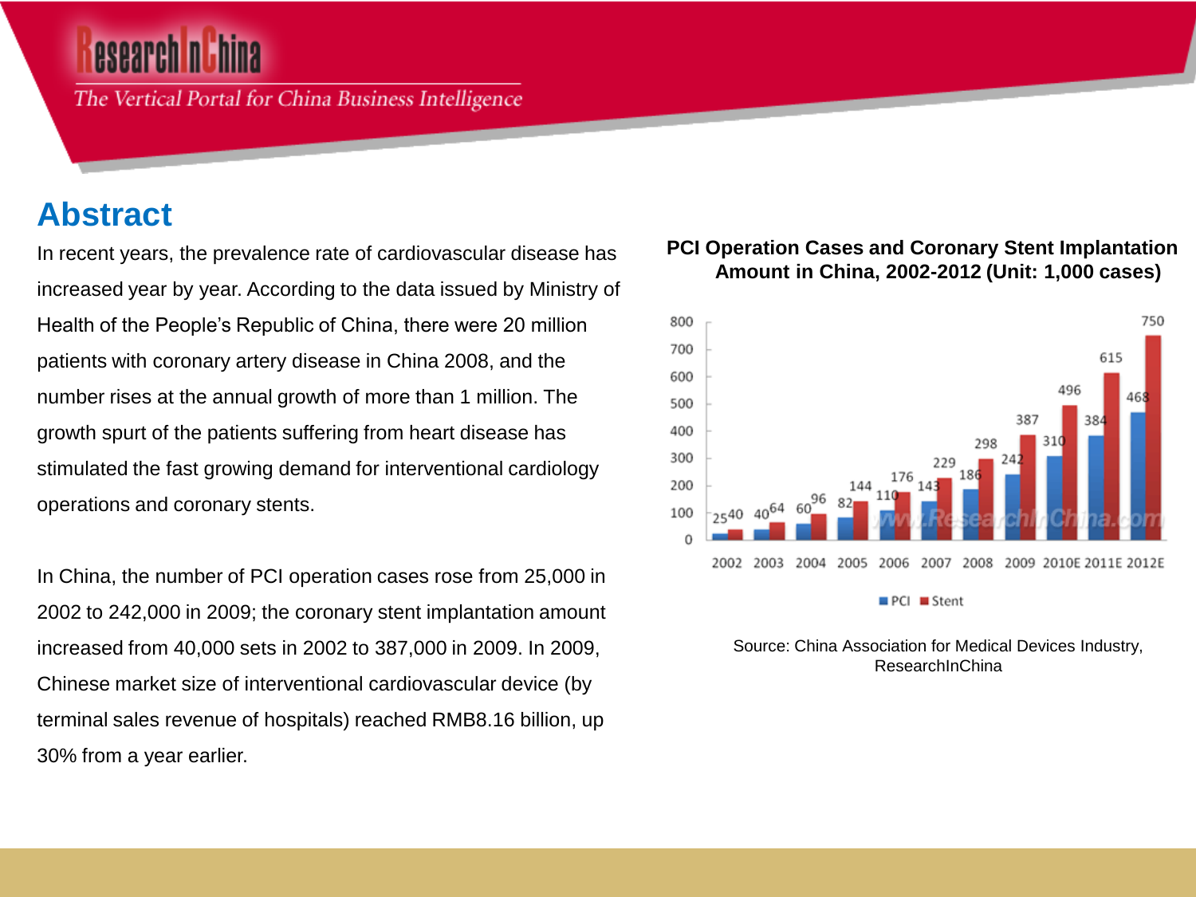# Abstract

In recent years, the prevalence rate of cardiovascular disease has increased year by year. According to the data issued by Ministry of Health of the People's Republic of China, there were 20 million patients with coronary artery disease in China 2008, and the number rises at the annual growth of more than 1 million. The growth spurt of the patients suffering from heart disease has stimulated the fast growing demand for interventional cardiology operations and coronary stents.

In China, the number of PCI operation cases rose from 25,000 in 2002 to 242,000 in 2009; the coronary stent implantation amount increased from 40,000 sets in 2002 to 387,000 in 2009. In 2009, Chinese market size of interventional cardiovascular device (by terminal sales revenue of hospitals) reached RMB8.16 billion, up 30% from a year earlier.

**PCI Operation Cases and Coronary Stent Implantation Amount in China, 2002-2012 (Unit: 1,000 cases)**

| Year | PCI | Stent |
|---|---|---|
| 2002 | 25 | 40 |
| 2003 | 40 | 64 |
| 2004 | 60 | 96 |
| 2005 | 82 | 144 |
| 2006 | 110 | 176 |
| 2007 | 143 | 229 |
| 2008 | 186 | 298 |
| 2009 | 242 | 387 |
| 2010E | 310 | 496 |
| 2011E | 384 | 615 |
| 2012E | 468 | 750 |

Source: China Association for Medical Devices Industry, ResearchInChina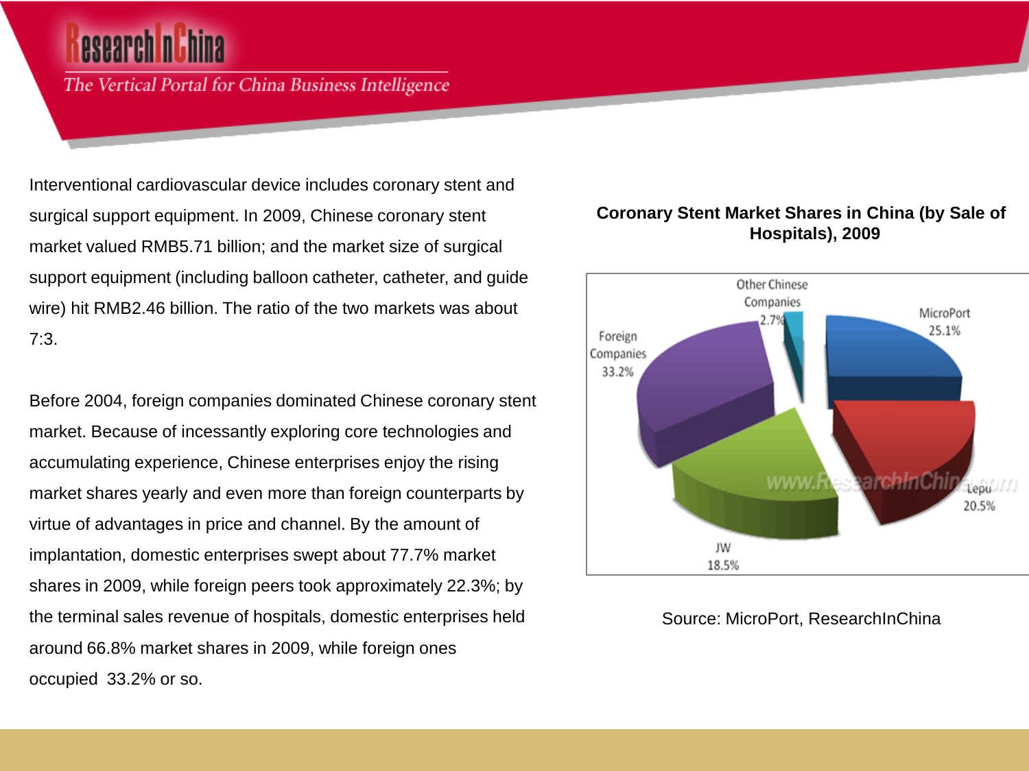Interventional cardiovascular device includes coronary stent and surgical support equipment. In 2009, Chinese coronary stent market valued RMB5.71 billion; and the market size of surgical support equipment (including balloon catheter, catheter, and guide wire) hit RMB2.46 billion. The ratio of the two markets was about 7:3.

Before 2004, foreign companies dominated Chinese coronary stent market. Because of incessantly exploring core technologies and accumulating experience, Chinese enterprises enjoy the rising market shares yearly and even more than foreign counterparts by virtue of advantages in price and channel. By the amount of implantation, domestic enterprises swept about 77.7% market shares in 2009, while foreign peers took approximately 22.3%; by the terminal sales revenue of hospitals, domestic enterprises held around 66.8% market shares in 2009, while foreign ones occupied 33.2% or so.

**Coronary Stent Market Shares in China (by Sale of Hospitals), 2009**

| Company | Share |
|---|---|
| MicroPort | 25.1% |
| Lepu | 20.5% |
| JW | 18.5% |
| Foreign Companies | 33.2% |
| Other Chinese Companies | 2.7% |

Source: MicroPort, ResearchInChina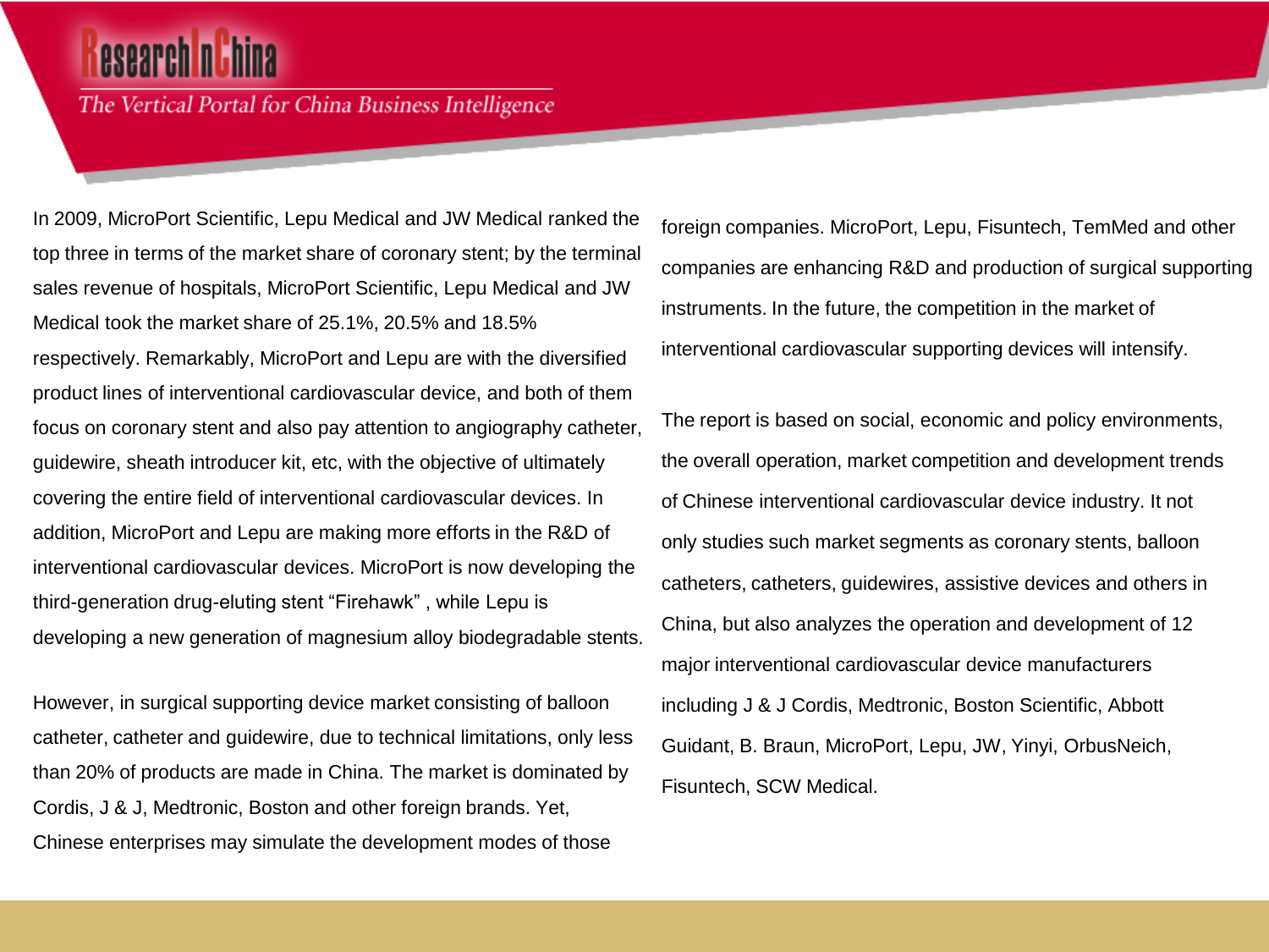In 2009, MicroPort Scientific, Lepu Medical and JW Medical ranked the top three in terms of the market share of coronary stent; by the terminal sales revenue of hospitals, MicroPort Scientific, Lepu Medical and JW Medical took the market share of 25.1%, 20.5% and 18.5% respectively. Remarkably, MicroPort and Lepu are with the diversified product lines of interventional cardiovascular device, and both of them focus on coronary stent and also pay attention to angiography catheter, guidewire, sheath introducer kit, etc, with the objective of ultimately covering the entire field of interventional cardiovascular devices. In addition, MicroPort and Lepu are making more efforts in the R&D of interventional cardiovascular devices. MicroPort is now developing the third-generation drug-eluting stent "Firehawk" , while Lepu is developing a new generation of magnesium alloy biodegradable stents.

However, in surgical supporting device market consisting of balloon catheter, catheter and guidewire, due to technical limitations, only less than 20% of products are made in China. The market is dominated by Cordis, J & J, Medtronic, Boston and other foreign brands. Yet, Chinese enterprises may simulate the development modes of those foreign companies. MicroPort, Lepu, Fisuntech, TemMed and other companies are enhancing R&D and production of surgical supporting instruments. In the future, the competition in the market of interventional cardiovascular supporting devices will intensify.

The report is based on social, economic and policy environments, the overall operation, market competition and development trends of Chinese interventional cardiovascular device industry. It not only studies such market segments as coronary stents, balloon catheters, catheters, guidewires, assistive devices and others in China, but also analyzes the operation and development of 12 major interventional cardiovascular device manufacturers including J & J Cordis, Medtronic, Boston Scientific, Abbott Guidant, B. Braun, MicroPort, Lepu, JW, Yinyi, OrbusNeich, Fisuntech, SCW Medical.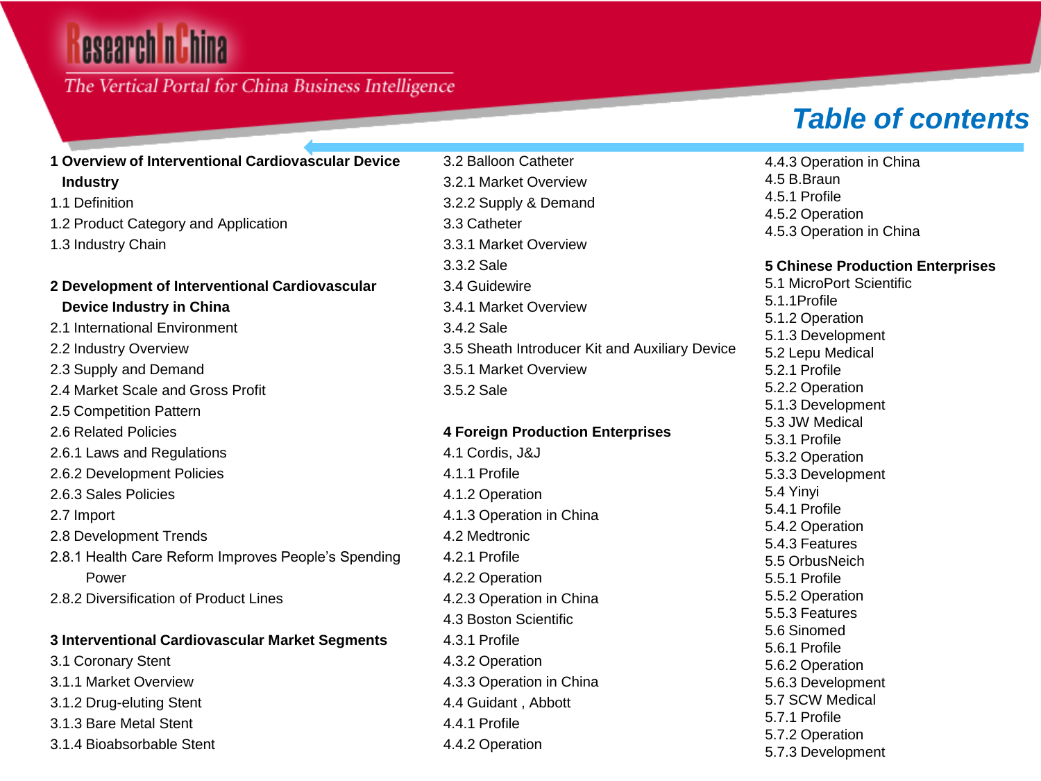# Table of contents

**1 Overview of Interventional Cardiovascular Device Industry**

1.1 Definition
1.2 Product Category and Application
1.3 Industry Chain

**2 Development of Interventional Cardiovascular Device Industry in China**

2.1 International Environment
2.2 Industry Overview
2.3 Supply and Demand
2.4 Market Scale and Gross Profit
2.5 Competition Pattern
2.6 Related Policies
2.6.1 Laws and Regulations
2.6.2 Development Policies
2.6.3 Sales Policies
2.7 Import
2.8 Development Trends
2.8.1 Health Care Reform Improves People's Spending Power
2.8.2 Diversification of Product Lines

**3 Interventional Cardiovascular Market Segments**

3.1 Coronary Stent
3.1.1 Market Overview
3.1.2 Drug-eluting Stent
3.1.3 Bare Metal Stent
3.1.4 Bioabsorbable Stent
3.2 Balloon Catheter
3.2.1 Market Overview
3.2.2 Supply & Demand
3.3 Catheter
3.3.1 Market Overview
3.3.2 Sale
3.4 Guidewire
3.4.1 Market Overview
3.4.2 Sale
3.5 Sheath Introducer Kit and Auxiliary Device
3.5.1 Market Overview
3.5.2 Sale

**4 Foreign Production Enterprises**

4.1 Cordis, J&J
4.1.1 Profile
4.1.2 Operation
4.1.3 Operation in China
4.2 Medtronic
4.2.1 Profile
4.2.2 Operation
4.2.3 Operation in China
4.3 Boston Scientific
4.3.1 Profile
4.3.2 Operation
4.3.3 Operation in China
4.4 Guidant , Abbott
4.4.1 Profile
4.4.2 Operation
4.4.3 Operation in China
4.5 B.Braun
4.5.1 Profile
4.5.2 Operation
4.5.3 Operation in China

**5 Chinese Production Enterprises**

5.1 MicroPort Scientific
5.1.1Profile
5.1.2 Operation
5.1.3 Development
5.2 Lepu Medical
5.2.1 Profile
5.2.2 Operation
5.1.3 Development
5.3 JW Medical
5.3.1 Profile
5.3.2 Operation
5.3.3 Development
5.4 Yinyi
5.4.1 Profile
5.4.2 Operation
5.4.3 Features
5.5 OrbusNeich
5.5.1 Profile
5.5.2 Operation
5.5.3 Features
5.6 Sinomed
5.6.1 Profile
5.6.2 Operation
5.6.3 Development
5.7 SCW Medical
5.7.1 Profile
5.7.2 Operation
5.7.3 Development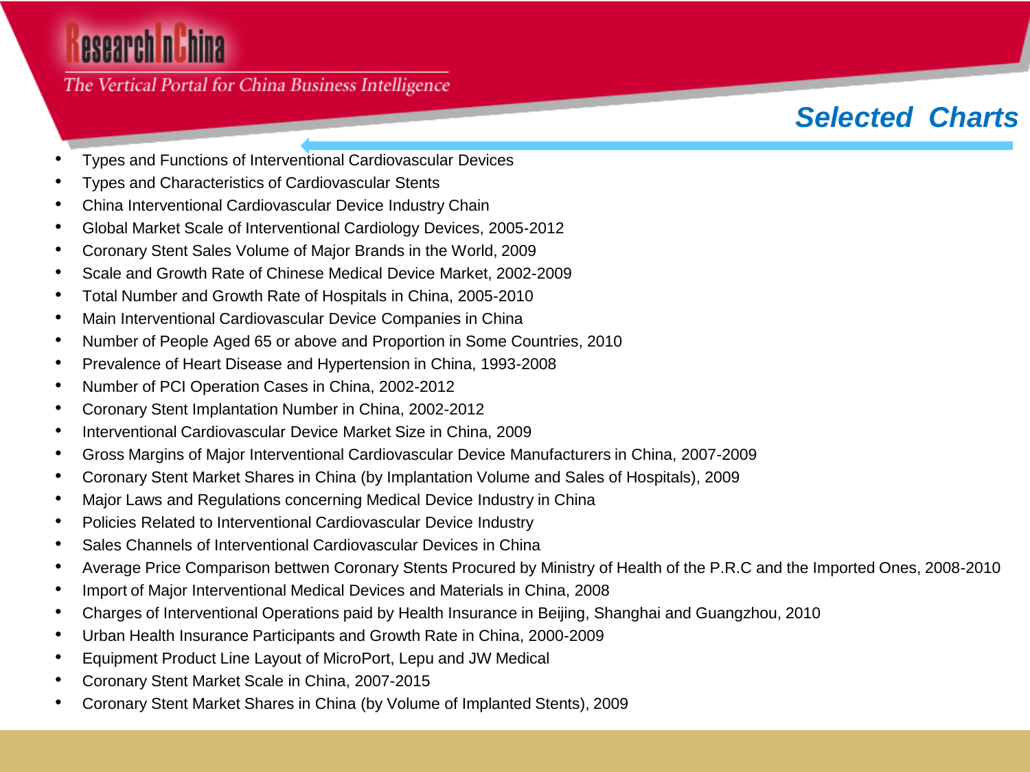## Selected Charts

- Types and Functions of Interventional Cardiovascular Devices
- Types and Characteristics of Cardiovascular Stents
- China Interventional Cardiovascular Device Industry Chain
- Global Market Scale of Interventional Cardiology Devices, 2005-2012
- Coronary Stent Sales Volume of Major Brands in the World, 2009
- Scale and Growth Rate of Chinese Medical Device Market, 2002-2009
- Total Number and Growth Rate of Hospitals in China, 2005-2010
- Main Interventional Cardiovascular Device Companies in China
- Number of People Aged 65 or above and Proportion in Some Countries, 2010
- Prevalence of Heart Disease and Hypertension in China, 1993-2008
- Number of PCI Operation Cases in China, 2002-2012
- Coronary Stent Implantation Number in China, 2002-2012
- Interventional Cardiovascular Device Market Size in China, 2009
- Gross Margins of Major Interventional Cardiovascular Device Manufacturers in China, 2007-2009
- Coronary Stent Market Shares in China (by Implantation Volume and Sales of Hospitals), 2009
- Major Laws and Regulations concerning Medical Device Industry in China
- Policies Related to Interventional Cardiovascular Device Industry
- Sales Channels of Interventional Cardiovascular Devices in China
- Average Price Comparison bettwen Coronary Stents Procured by Ministry of Health of the P.R.C and the Imported Ones, 2008-2010
- Import of Major Interventional Medical Devices and Materials in China, 2008
- Charges of Interventional Operations paid by Health Insurance in Beijing, Shanghai and Guangzhou, 2010
- Urban Health Insurance Participants and Growth Rate in China, 2000-2009
- Equipment Product Line Layout of MicroPort, Lepu and JW Medical
- Coronary Stent Market Scale in China, 2007-2015
- Coronary Stent Market Shares in China (by Volume of Implanted Stents), 2009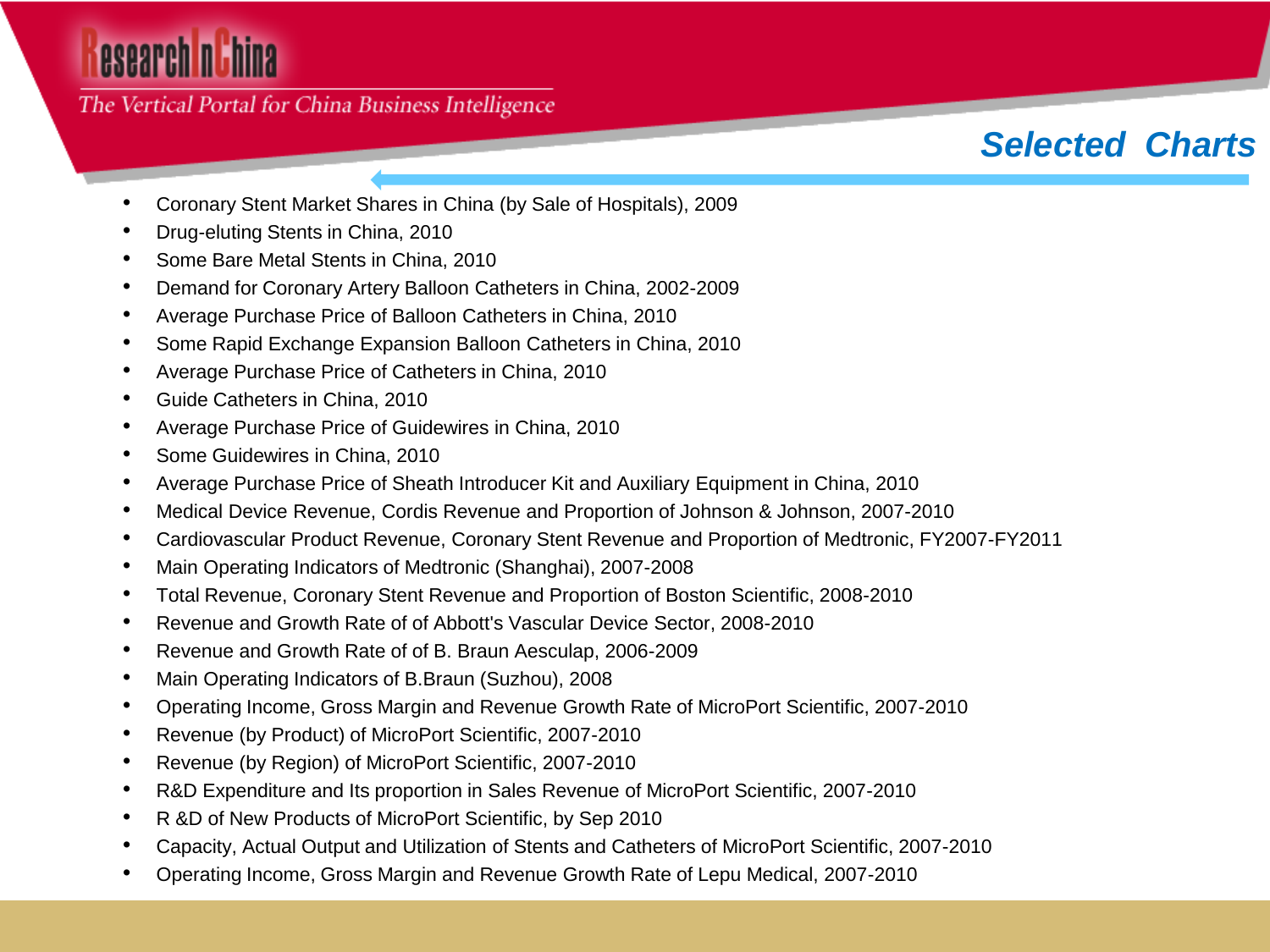## Selected Charts

- Coronary Stent Market Shares in China (by Sale of Hospitals), 2009
- Drug-eluting Stents in China, 2010
- Some Bare Metal Stents in China, 2010
- Demand for Coronary Artery Balloon Catheters in China, 2002-2009
- Average Purchase Price of Balloon Catheters in China, 2010
- Some Rapid Exchange Expansion Balloon Catheters in China, 2010
- Average Purchase Price of Catheters in China, 2010
- Guide Catheters in China, 2010
- Average Purchase Price of Guidewires in China, 2010
- Some Guidewires in China, 2010
- Average Purchase Price of Sheath Introducer Kit and Auxiliary Equipment in China, 2010
- Medical Device Revenue, Cordis Revenue and Proportion of Johnson & Johnson, 2007-2010
- Cardiovascular Product Revenue, Coronary Stent Revenue and Proportion of Medtronic, FY2007-FY2011
- Main Operating Indicators of Medtronic (Shanghai), 2007-2008
- Total Revenue, Coronary Stent Revenue and Proportion of Boston Scientific, 2008-2010
- Revenue and Growth Rate of of Abbott's Vascular Device Sector, 2008-2010
- Revenue and Growth Rate of of B. Braun Aesculap, 2006-2009
- Main Operating Indicators of B.Braun (Suzhou), 2008
- Operating Income, Gross Margin and Revenue Growth Rate of MicroPort Scientific, 2007-2010
- Revenue (by Product) of MicroPort Scientific, 2007-2010
- Revenue (by Region) of MicroPort Scientific, 2007-2010
- R&D Expenditure and Its proportion in Sales Revenue of MicroPort Scientific, 2007-2010
- R &D of New Products of MicroPort Scientific, by Sep 2010
- Capacity, Actual Output and Utilization of Stents and Catheters of MicroPort Scientific, 2007-2010
- Operating Income, Gross Margin and Revenue Growth Rate of Lepu Medical, 2007-2010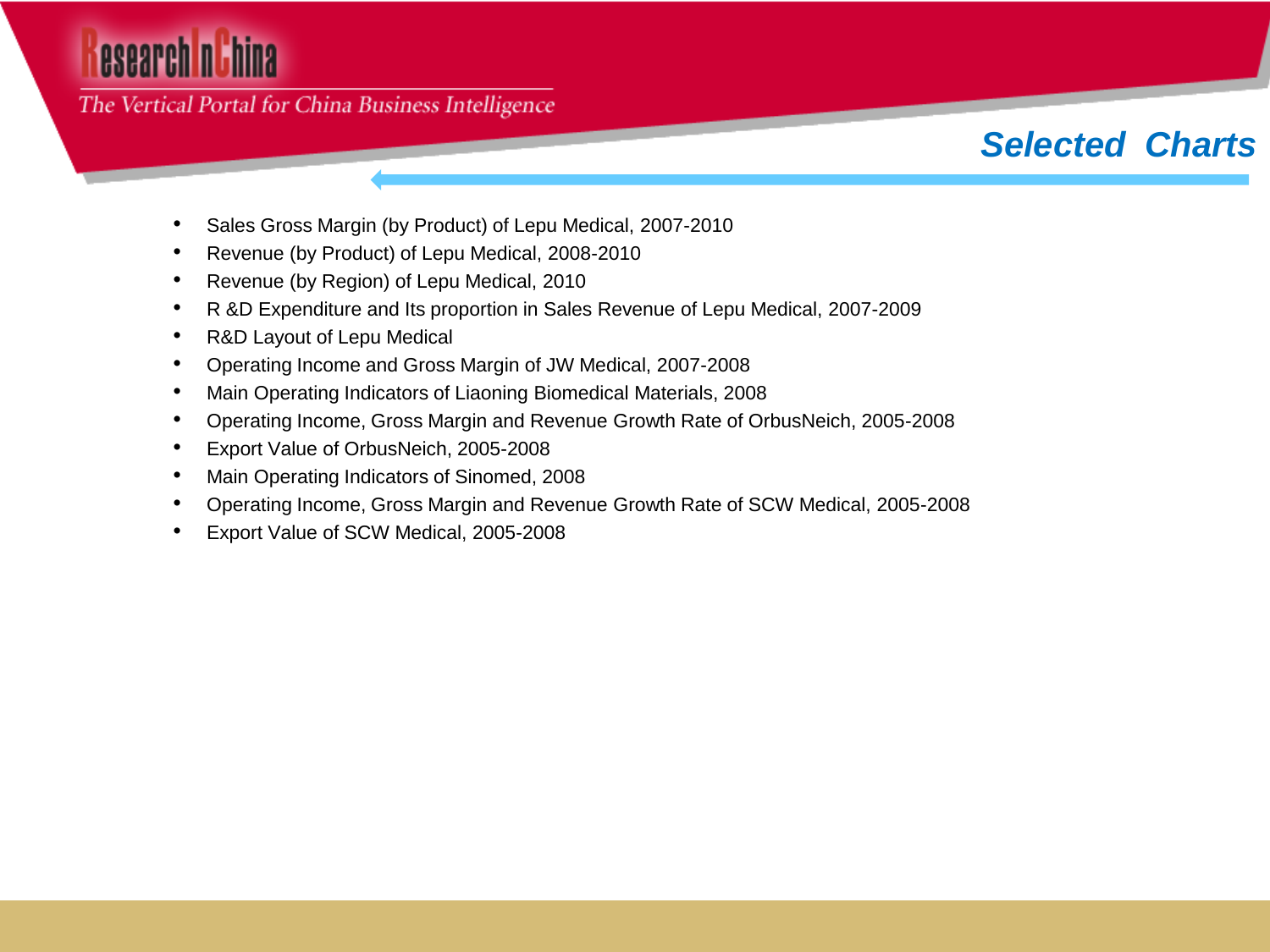## Selected Charts

- Sales Gross Margin (by Product) of Lepu Medical, 2007-2010
- Revenue (by Product) of Lepu Medical, 2008-2010
- Revenue (by Region) of Lepu Medical, 2010
- R &D Expenditure and Its proportion in Sales Revenue of Lepu Medical, 2007-2009
- R&D Layout of Lepu Medical
- Operating Income and Gross Margin of JW Medical, 2007-2008
- Main Operating Indicators of Liaoning Biomedical Materials, 2008
- Operating Income, Gross Margin and Revenue Growth Rate of OrbusNeich, 2005-2008
- Export Value of OrbusNeich, 2005-2008
- Main Operating Indicators of Sinomed, 2008
- Operating Income, Gross Margin and Revenue Growth Rate of SCW Medical, 2005-2008
- Export Value of SCW Medical, 2005-2008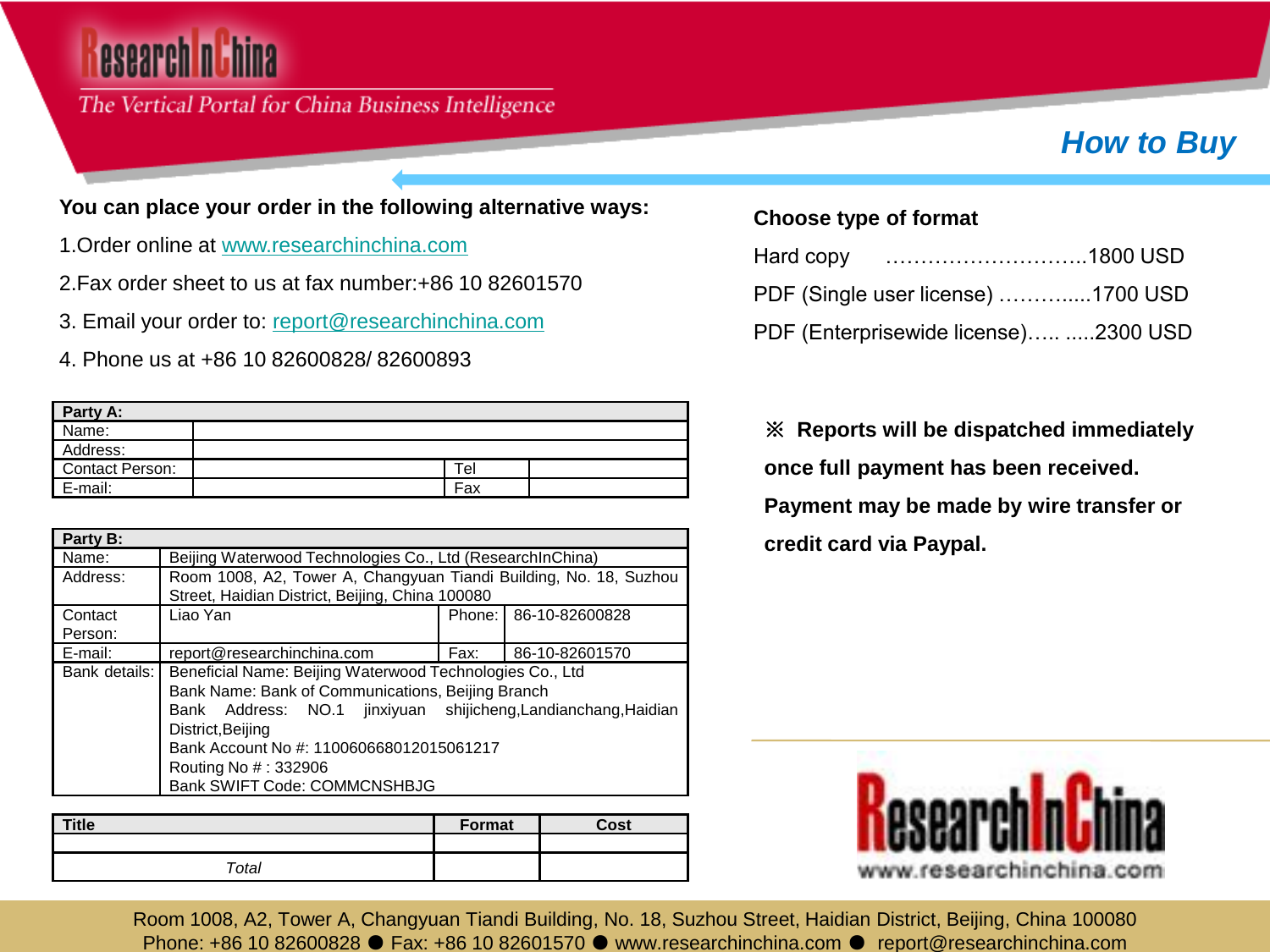## How to Buy

**You can place your order in the following alternative ways:**

1. Order online at www.researchinchina.com
2. Fax order sheet to us at fax number:+86 10 82601570
3. Email your order to: report@researchinchina.com
4. Phone us at +86 10 82600828/ 82600893

**Choose type of format**

Hard copy ………………………..1800 USD

PDF (Single user license) ………....1700 USD

PDF (Enterprisewide license)….. .....2300 USD

**※ Reports will be dispatched immediately once full payment has been received. Payment may be made by wire transfer or credit card via Paypal.**

| Party A: | | | |
|---|---|---|---|
| Name: | | | |
| Address: | | | |
| Contact Person: | | Tel | |
| E-mail: | | Fax | |

| Party B: | | | |
|---|---|---|---|
| Name: | Beijing Waterwood Technologies Co., Ltd (ResearchInChina) | | |
| Address: | Room 1008, A2, Tower A, Changyuan Tiandi Building, No. 18, Suzhou Street, Haidian District, Beijing, China 100080 | | |
| Contact Person: | Liao Yan | Phone: | 86-10-82600828 |
| E-mail: | report@researchinchina.com | Fax: | 86-10-82601570 |
| Bank details: | Beneficial Name: Beijing Waterwood Technologies Co., Ltd<br>Bank Name: Bank of Communications, Beijing Branch<br>Bank Address: NO.1 jinxiyuan shijicheng,Landianchang,Haidian District,Beijing<br>Bank Account No #: 110060668012015061217<br>Routing No # : 332906<br>Bank SWIFT Code: COMMCNSHBJG | | |

| Title | Format | Cost |
|---|---|---|
| | | |
| *Total* | | |

Room 1008, A2, Tower A, Changyuan Tiandi Building, No. 18, Suzhou Street, Haidian District, Beijing, China 100080
Phone: +86 10 82600828 ● Fax: +86 10 82601570 ● www.researchinchina.com ● report@researchinchina.com